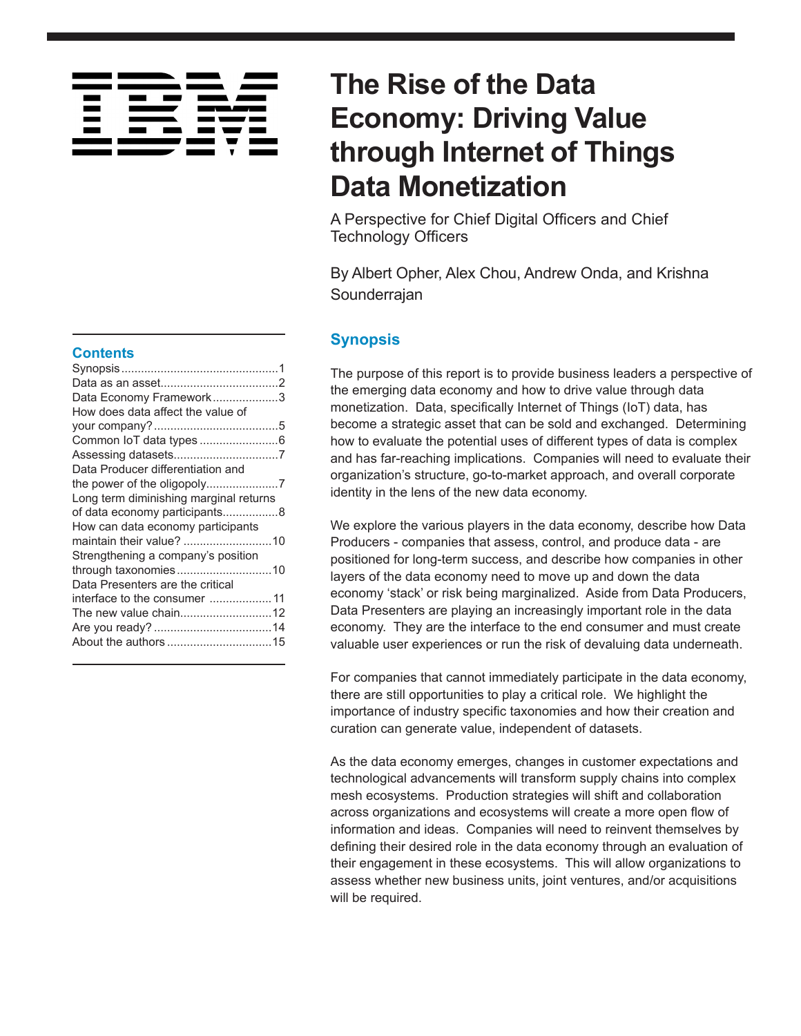IBM

# The Rise of the Data Economy: Driving Value through Internet of Things Data Monetization

A Perspective for Chief Digital Officers and Chief Technology Officers

By Albert Opher, Alex Chou, Andrew Onda, and Krishna Sounderrajan

## Contents

- Synopsis ... 1
- Data as an asset ... 2
- Data Economy Framework ... 3
- How does data affect the value of your company? ... 5
- Common IoT data types ... 6
- Assessing datasets ... 7
- Data Producer differentiation and the power of the oligopoly ... 7
- Long term diminishing marginal returns of data economy participants ... 8
- How can data economy participants maintain their value? ... 10
- Strengthening a company's position through taxonomies ... 10
- Data Presenters are the critical interface to the consumer ... 11
- The new value chain ... 12
- Are you ready? ... 14
- About the authors ... 15

## Synopsis

The purpose of this report is to provide business leaders a perspective of the emerging data economy and how to drive value through data monetization. Data, specifically Internet of Things (IoT) data, has become a strategic asset that can be sold and exchanged. Determining how to evaluate the potential uses of different types of data is complex and has far-reaching implications. Companies will need to evaluate their organization's structure, go-to-market approach, and overall corporate identity in the lens of the new data economy.

We explore the various players in the data economy, describe how Data Producers - companies that assess, control, and produce data - are positioned for long-term success, and describe how companies in other layers of the data economy need to move up and down the data economy 'stack' or risk being marginalized. Aside from Data Producers, Data Presenters are playing an increasingly important role in the data economy. They are the interface to the end consumer and must create valuable user experiences or run the risk of devaluing data underneath.

For companies that cannot immediately participate in the data economy, there are still opportunities to play a critical role. We highlight the importance of industry specific taxonomies and how their creation and curation can generate value, independent of datasets.

As the data economy emerges, changes in customer expectations and technological advancements will transform supply chains into complex mesh ecosystems. Production strategies will shift and collaboration across organizations and ecosystems will create a more open flow of information and ideas. Companies will need to reinvent themselves by defining their desired role in the data economy through an evaluation of their engagement in these ecosystems. This will allow organizations to assess whether new business units, joint ventures, and/or acquisitions will be required.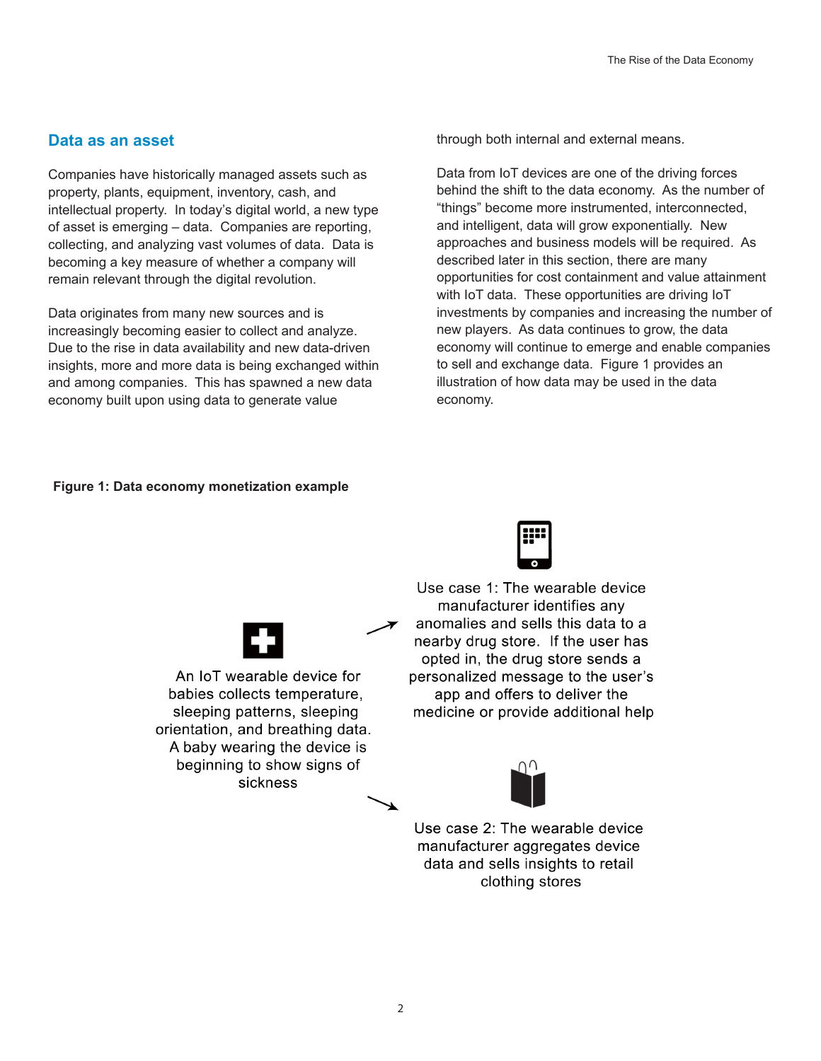## Data as an asset

Companies have historically managed assets such as property, plants, equipment, inventory, cash, and intellectual property. In today's digital world, a new type of asset is emerging – data. Companies are reporting, collecting, and analyzing vast volumes of data. Data is becoming a key measure of whether a company will remain relevant through the digital revolution.

Data originates from many new sources and is increasingly becoming easier to collect and analyze. Due to the rise in data availability and new data-driven insights, more and more data is being exchanged within and among companies. This has spawned a new data economy built upon using data to generate value through both internal and external means.

Data from IoT devices are one of the driving forces behind the shift to the data economy. As the number of "things" become more instrumented, interconnected, and intelligent, data will grow exponentially. New approaches and business models will be required. As described later in this section, there are many opportunities for cost containment and value attainment with IoT data. These opportunities are driving IoT investments by companies and increasing the number of new players. As data continues to grow, the data economy will continue to emerge and enable companies to sell and exchange data. Figure 1 provides an illustration of how data may be used in the data economy.

**Figure 1: Data economy monetization example**

An IoT wearable device for babies collects temperature, sleeping patterns, sleeping orientation, and breathing data. A baby wearing the device is beginning to show signs of sickness

Use case 1: The wearable device manufacturer identifies any anomalies and sells this data to a nearby drug store. If the user has opted in, the drug store sends a personalized message to the user's app and offers to deliver the medicine or provide additional help

Use case 2: The wearable device manufacturer aggregates device data and sells insights to retail clothing stores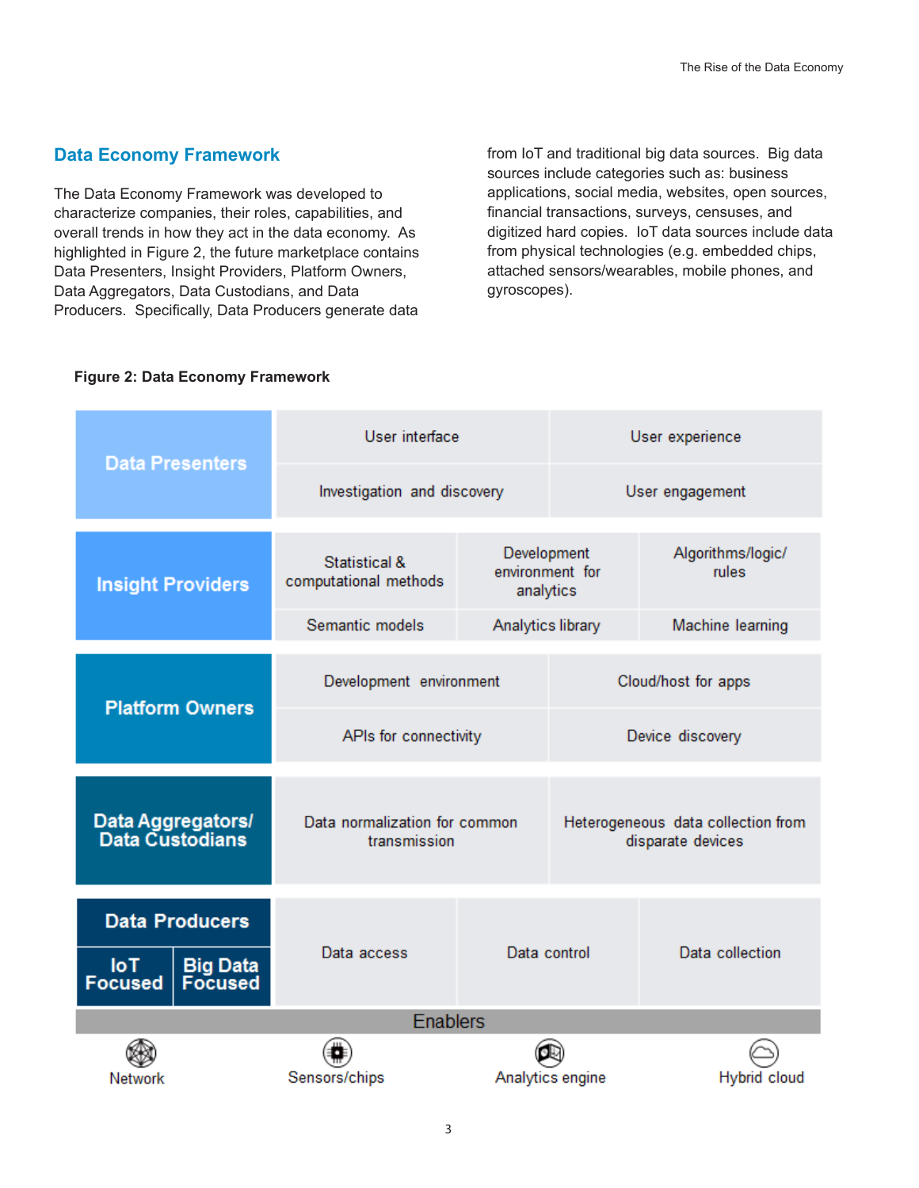## Data Economy Framework

The Data Economy Framework was developed to characterize companies, their roles, capabilities, and overall trends in how they act in the data economy. As highlighted in Figure 2, the future marketplace contains Data Presenters, Insight Providers, Platform Owners, Data Aggregators, Data Custodians, and Data Producers. Specifically, Data Producers generate data from IoT and traditional big data sources. Big data sources include categories such as: business applications, social media, websites, open sources, financial transactions, surveys, censuses, and digitized hard copies. IoT data sources include data from physical technologies (e.g. embedded chips, attached sensors/wearables, mobile phones, and gyroscopes).

**Figure 2: Data Economy Framework**

| Role | Capabilities | | |
| --- | --- | --- | --- |
| **Data Presenters** | User interface | User experience | |
| | Investigation and discovery | User engagement | |
| **Insight Providers** | Statistical & computational methods | Development environment for analytics | Algorithms/logic/ rules |
| | Semantic models | Analytics library | Machine learning |
| **Platform Owners** | Development environment | Cloud/host for apps | |
| | APIs for connectivity | Device discovery | |
| **Data Aggregators/ Data Custodians** | Data normalization for common transmission | Heterogeneous data collection from disparate devices | |
| **Data Producers** (IoT Focused / Big Data Focused) | Data access | Data control | Data collection |

**Enablers:** Network | Sensors/chips | Analytics engine | Hybrid cloud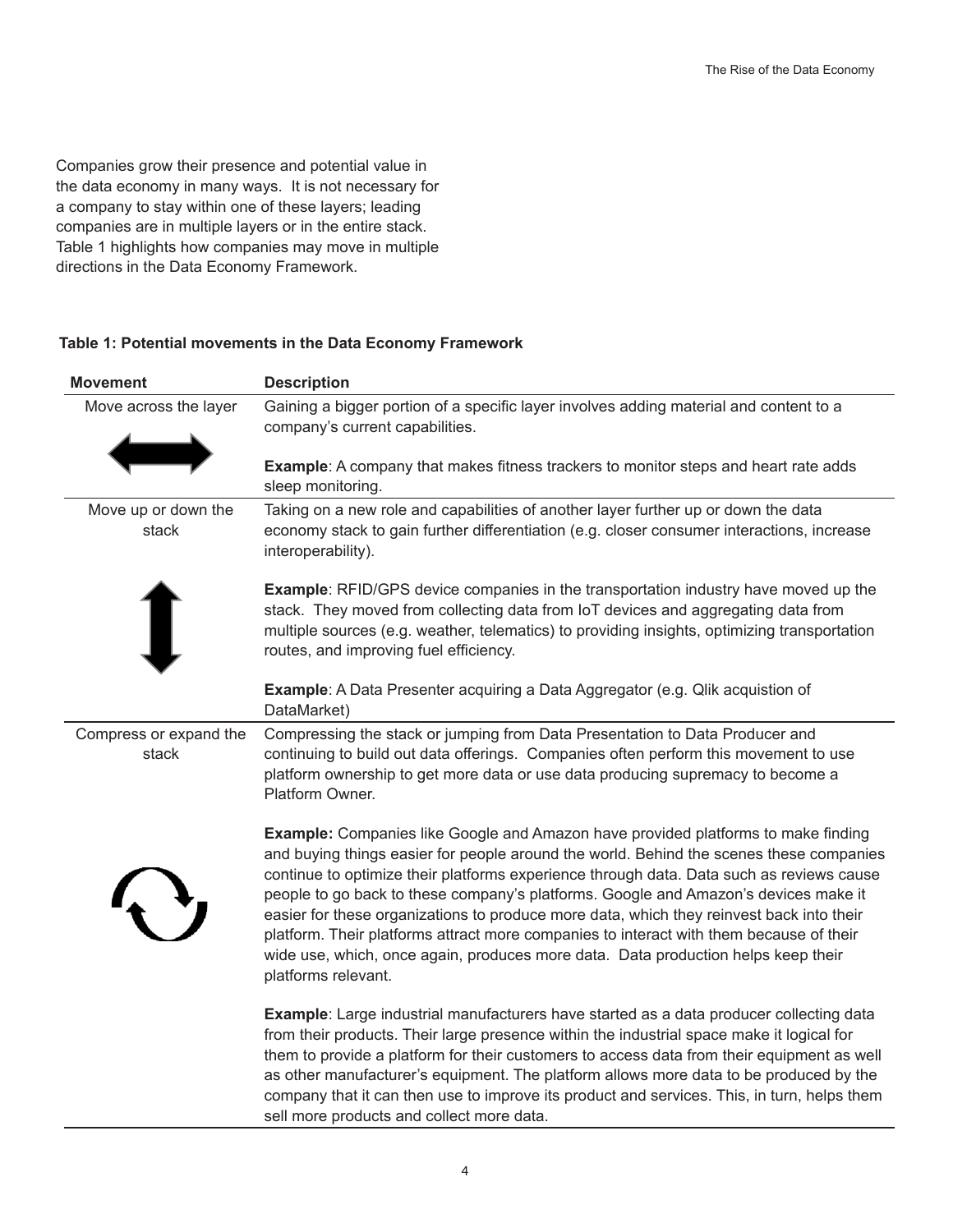Companies grow their presence and potential value in the data economy in many ways. It is not necessary for a company to stay within one of these layers; leading companies are in multiple layers or in the entire stack. Table 1 highlights how companies may move in multiple directions in the Data Economy Framework.

**Table 1: Potential movements in the Data Economy Framework**

| Movement | Description |
|---|---|
| Move across the layer | Gaining a bigger portion of a specific layer involves adding material and content to a company's current capabilities.<br><br>**Example**: A company that makes fitness trackers to monitor steps and heart rate adds sleep monitoring. |
| Move up or down the stack | Taking on a new role and capabilities of another layer further up or down the data economy stack to gain further differentiation (e.g. closer consumer interactions, increase interoperability).<br><br>**Example**: RFID/GPS device companies in the transportation industry have moved up the stack. They moved from collecting data from IoT devices and aggregating data from multiple sources (e.g. weather, telematics) to providing insights, optimizing transportation routes, and improving fuel efficiency.<br><br>**Example**: A Data Presenter acquiring a Data Aggregator (e.g. Qlik acquistion of DataMarket) |
| Compress or expand the stack | Compressing the stack or jumping from Data Presentation to Data Producer and continuing to build out data offerings. Companies often perform this movement to use platform ownership to get more data or use data producing supremacy to become a Platform Owner.<br><br>**Example:** Companies like Google and Amazon have provided platforms to make finding and buying things easier for people around the world. Behind the scenes these companies continue to optimize their platforms experience through data. Data such as reviews cause people to go back to these company's platforms. Google and Amazon's devices make it easier for these organizations to produce more data, which they reinvest back into their platform. Their platforms attract more companies to interact with them because of their wide use, which, once again, produces more data. Data production helps keep their platforms relevant.<br><br>**Example**: Large industrial manufacturers have started as a data producer collecting data from their products. Their large presence within the industrial space make it logical for them to provide a platform for their customers to access data from their equipment as well as other manufacturer's equipment. The platform allows more data to be produced by the company that it can then use to improve its product and services. This, in turn, helps them sell more products and collect more data. |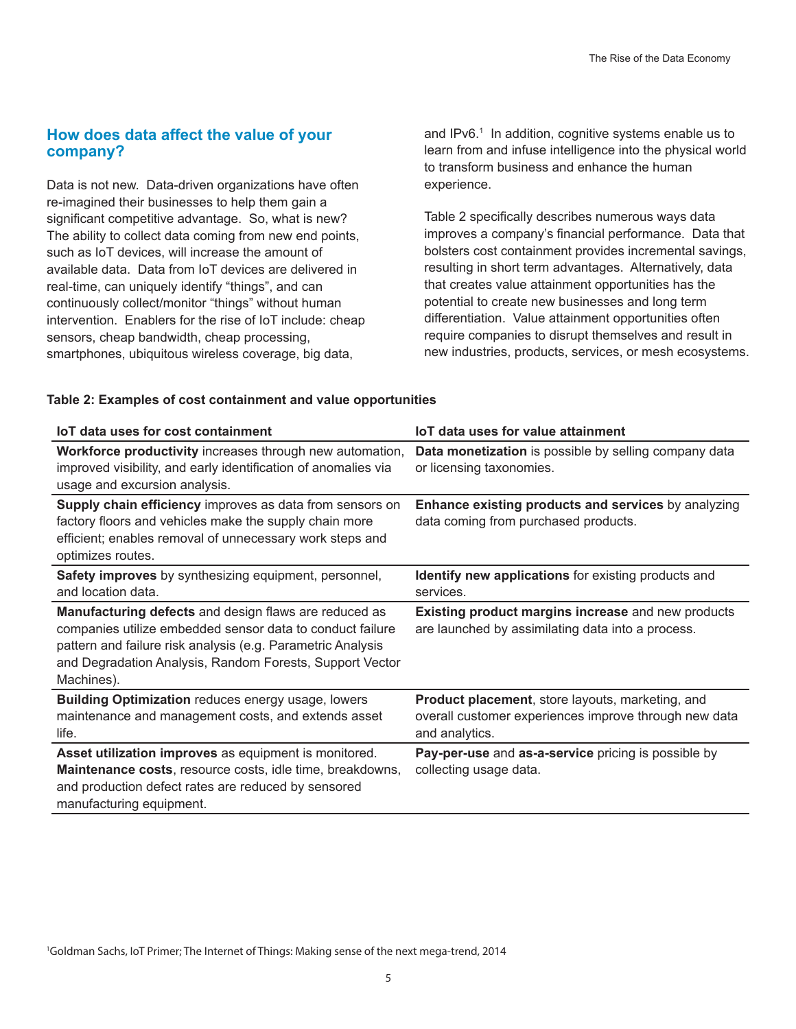## How does data affect the value of your company?

Data is not new. Data-driven organizations have often re-imagined their businesses to help them gain a significant competitive advantage. So, what is new? The ability to collect data coming from new end points, such as IoT devices, will increase the amount of available data. Data from IoT devices are delivered in real-time, can uniquely identify "things", and can continuously collect/monitor "things" without human intervention. Enablers for the rise of IoT include: cheap sensors, cheap bandwidth, cheap processing, smartphones, ubiquitous wireless coverage, big data, and IPv6.[1] In addition, cognitive systems enable us to learn from and infuse intelligence into the physical world to transform business and enhance the human experience.

Table 2 specifically describes numerous ways data improves a company's financial performance. Data that bolsters cost containment provides incremental savings, resulting in short term advantages. Alternatively, data that creates value attainment opportunities has the potential to create new businesses and long term differentiation. Value attainment opportunities often require companies to disrupt themselves and result in new industries, products, services, or mesh ecosystems.

**Table 2: Examples of cost containment and value opportunities**

| IoT data uses for cost containment | IoT data uses for value attainment |
|---|---|
| **Workforce productivity** increases through new automation, improved visibility, and early identification of anomalies via usage and excursion analysis. | **Data monetization** is possible by selling company data or licensing taxonomies. |
| **Supply chain efficiency** improves as data from sensors on factory floors and vehicles make the supply chain more efficient; enables removal of unnecessary work steps and optimizes routes. | **Enhance existing products and services** by analyzing data coming from purchased products. |
| **Safety improves** by synthesizing equipment, personnel, and location data. | **Identify new applications** for existing products and services. |
| **Manufacturing defects** and design flaws are reduced as companies utilize embedded sensor data to conduct failure pattern and failure risk analysis (e.g. Parametric Analysis and Degradation Analysis, Random Forests, Support Vector Machines). | **Existing product margins increase** and new products are launched by assimilating data into a process. |
| **Building Optimization** reduces energy usage, lowers maintenance and management costs, and extends asset life. | **Product placement**, store layouts, marketing, and overall customer experiences improve through new data and analytics. |
| **Asset utilization improves** as equipment is monitored. **Maintenance costs**, resource costs, idle time, breakdowns, and production defect rates are reduced by sensored manufacturing equipment. | **Pay-per-use** and **as-a-service** pricing is possible by collecting usage data. |

[1]Goldman Sachs, IoT Primer; The Internet of Things: Making sense of the next mega-trend, 2014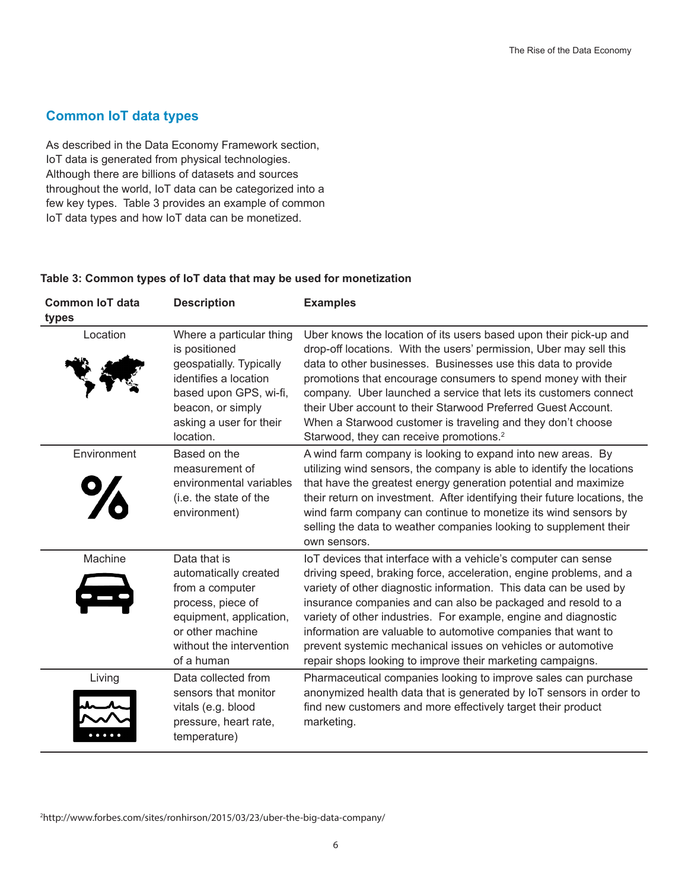## Common IoT data types

As described in the Data Economy Framework section, IoT data is generated from physical technologies. Although there are billions of datasets and sources throughout the world, IoT data can be categorized into a few key types. Table 3 provides an example of common IoT data types and how IoT data can be monetized.

**Table 3: Common types of IoT data that may be used for monetization**

| Common IoT data types | Description | Examples |
|---|---|---|
| Location | Where a particular thing is positioned geospatially. Typically identifies a location based upon GPS, wi-fi, beacon, or simply asking a user for their location. | Uber knows the location of its users based upon their pick-up and drop-off locations. With the users' permission, Uber may sell this data to other businesses. Businesses use this data to provide promotions that encourage consumers to spend money with their company. Uber launched a service that lets its customers connect their Uber account to their Starwood Preferred Guest Account. When a Starwood customer is traveling and they don't choose Starwood, they can receive promotions.[2] |
| Environment | Based on the measurement of environmental variables (i.e. the state of the environment) | A wind farm company is looking to expand into new areas. By utilizing wind sensors, the company is able to identify the locations that have the greatest energy generation potential and maximize their return on investment. After identifying their future locations, the wind farm company can continue to monetize its wind sensors by selling the data to weather companies looking to supplement their own sensors. |
| Machine | Data that is automatically created from a computer process, piece of equipment, application, or other machine without the intervention of a human | IoT devices that interface with a vehicle's computer can sense driving speed, braking force, acceleration, engine problems, and a variety of other diagnostic information. This data can be used by insurance companies and can also be packaged and resold to a variety of other industries. For example, engine and diagnostic information are valuable to automotive companies that want to prevent systemic mechanical issues on vehicles or automotive repair shops looking to improve their marketing campaigns. |
| Living | Data collected from sensors that monitor vitals (e.g. blood pressure, heart rate, temperature) | Pharmaceutical companies looking to improve sales can purchase anonymized health data that is generated by IoT sensors in order to find new customers and more effectively target their product marketing. |

[2]http://www.forbes.com/sites/ronhirson/2015/03/23/uber-the-big-data-company/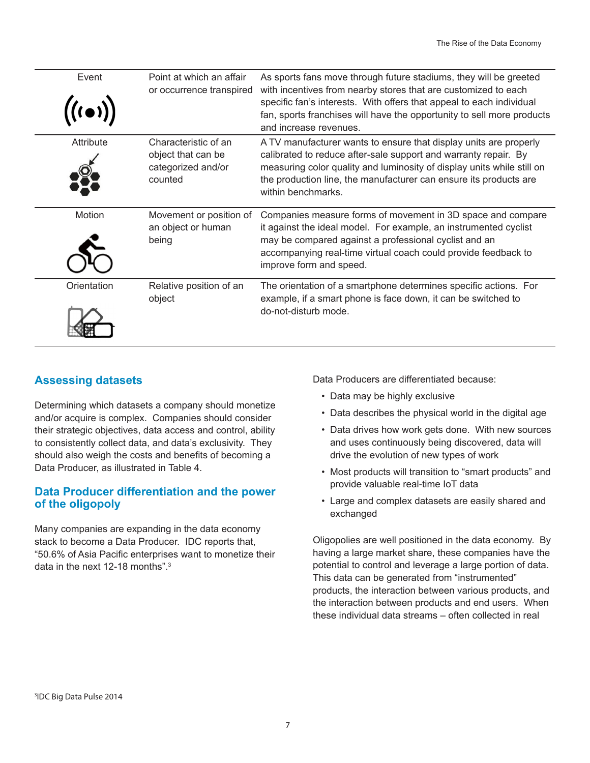| | | |
|---|---|---|
| Event | Point at which an affair or occurrence transpired | As sports fans move through future stadiums, they will be greeted with incentives from nearby stores that are customized to each specific fan's interests. With offers that appeal to each individual fan, sports franchises will have the opportunity to sell more products and increase revenues. |
| Attribute | Characteristic of an object that can be categorized and/or counted | A TV manufacturer wants to ensure that display units are properly calibrated to reduce after-sale support and warranty repair. By measuring color quality and luminosity of display units while still on the production line, the manufacturer can ensure its products are within benchmarks. |
| Motion | Movement or position of an object or human being | Companies measure forms of movement in 3D space and compare it against the ideal model. For example, an instrumented cyclist may be compared against a professional cyclist and an accompanying real-time virtual coach could provide feedback to improve form and speed. |
| Orientation | Relative position of an object | The orientation of a smartphone determines specific actions. For example, if a smart phone is face down, it can be switched to do-not-disturb mode. |

## Assessing datasets

Determining which datasets a company should monetize and/or acquire is complex. Companies should consider their strategic objectives, data access and control, ability to consistently collect data, and data's exclusivity. They should also weigh the costs and benefits of becoming a Data Producer, as illustrated in Table 4.

## Data Producer differentiation and the power of the oligopoly

Many companies are expanding in the data economy stack to become a Data Producer. IDC reports that, "50.6% of Asia Pacific enterprises want to monetize their data in the next 12-18 months".[3]

Data Producers are differentiated because:

- Data may be highly exclusive
- Data describes the physical world in the digital age
- Data drives how work gets done. With new sources and uses continuously being discovered, data will drive the evolution of new types of work
- Most products will transition to "smart products" and provide valuable real-time IoT data
- Large and complex datasets are easily shared and exchanged

Oligopolies are well positioned in the data economy. By having a large market share, these companies have the potential to control and leverage a large portion of data. This data can be generated from "instrumented" products, the interaction between various products, and the interaction between products and end users. When these individual data streams – often collected in real

[3]IDC Big Data Pulse 2014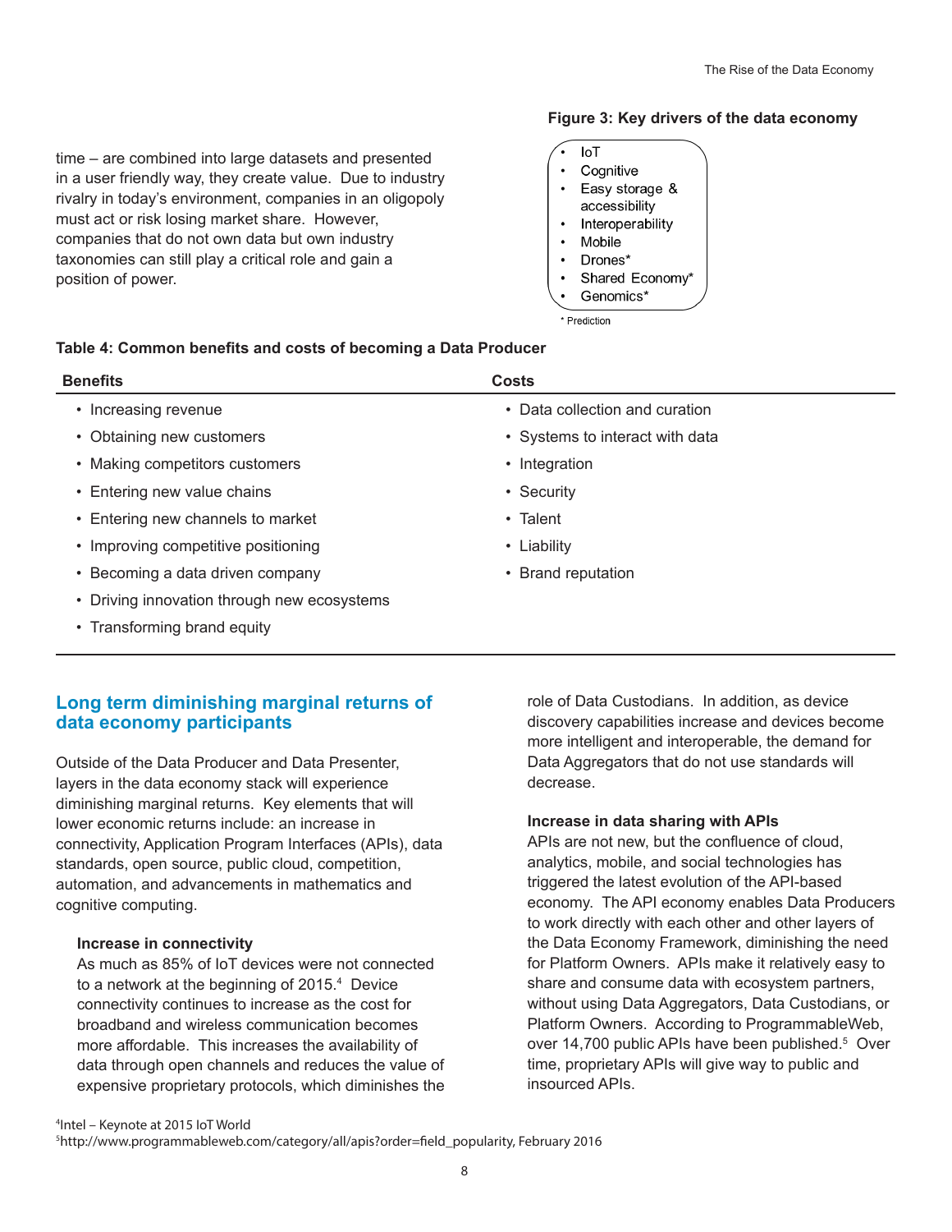time – are combined into large datasets and presented in a user friendly way, they create value. Due to industry rivalry in today's environment, companies in an oligopoly must act or risk losing market share. However, companies that do not own data but own industry taxonomies can still play a critical role and gain a position of power.

**Figure 3: Key drivers of the data economy**

- IoT
- Cognitive
- Easy storage & accessibility
- Interoperability
- Mobile
- Drones*
- Shared Economy*
- Genomics*

\* Prediction

**Table 4: Common benefits and costs of becoming a Data Producer**

| Benefits | Costs |
|---|---|
| • Increasing revenue | • Data collection and curation |
| • Obtaining new customers | • Systems to interact with data |
| • Making competitors customers | • Integration |
| • Entering new value chains | • Security |
| • Entering new channels to market | • Talent |
| • Improving competitive positioning | • Liability |
| • Becoming a data driven company | • Brand reputation |
| • Driving innovation through new ecosystems | |
| • Transforming brand equity | |

## Long term diminishing marginal returns of data economy participants

Outside of the Data Producer and Data Presenter, layers in the data economy stack will experience diminishing marginal returns. Key elements that will lower economic returns include: an increase in connectivity, Application Program Interfaces (APIs), data standards, open source, public cloud, competition, automation, and advancements in mathematics and cognitive computing.

**Increase in connectivity**

As much as 85% of IoT devices were not connected to a network at the beginning of 2015.[4] Device connectivity continues to increase as the cost for broadband and wireless communication becomes more affordable. This increases the availability of data through open channels and reduces the value of expensive proprietary protocols, which diminishes the role of Data Custodians. In addition, as device discovery capabilities increase and devices become more intelligent and interoperable, the demand for Data Aggregators that do not use standards will decrease.

**Increase in data sharing with APIs**

APIs are not new, but the confluence of cloud, analytics, mobile, and social technologies has triggered the latest evolution of the API-based economy. The API economy enables Data Producers to work directly with each other and other layers of the Data Economy Framework, diminishing the need for Platform Owners. APIs make it relatively easy to share and consume data with ecosystem partners, without using Data Aggregators, Data Custodians, or Platform Owners. According to ProgrammableWeb, over 14,700 public APIs have been published.[5] Over time, proprietary APIs will give way to public and insourced APIs.

[4]Intel – Keynote at 2015 IoT World

[5]http://www.programmableweb.com/category/all/apis?order=field_popularity, February 2016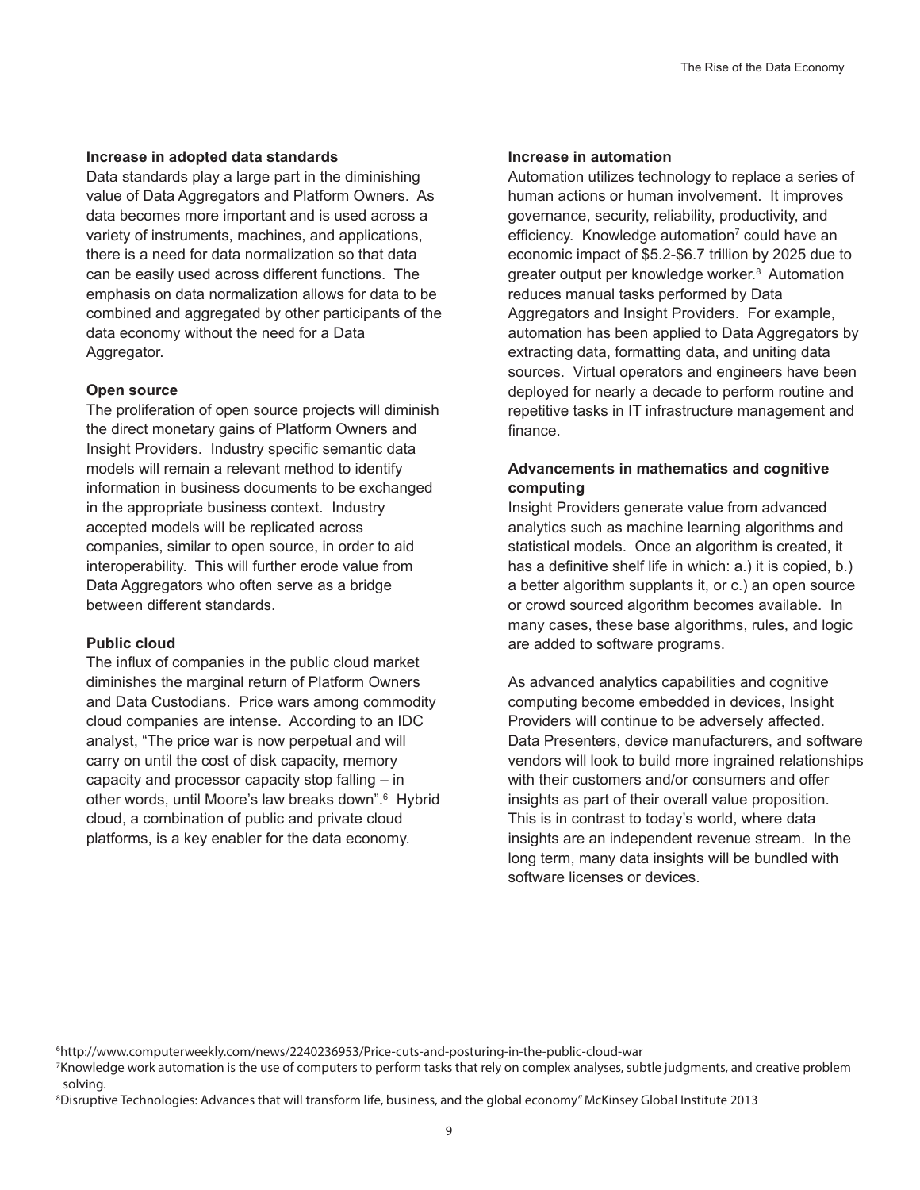**Increase in adopted data standards**

Data standards play a large part in the diminishing value of Data Aggregators and Platform Owners. As data becomes more important and is used across a variety of instruments, machines, and applications, there is a need for data normalization so that data can be easily used across different functions. The emphasis on data normalization allows for data to be combined and aggregated by other participants of the data economy without the need for a Data Aggregator.

**Open source**

The proliferation of open source projects will diminish the direct monetary gains of Platform Owners and Insight Providers. Industry specific semantic data models will remain a relevant method to identify information in business documents to be exchanged in the appropriate business context. Industry accepted models will be replicated across companies, similar to open source, in order to aid interoperability. This will further erode value from Data Aggregators who often serve as a bridge between different standards.

**Public cloud**

The influx of companies in the public cloud market diminishes the marginal return of Platform Owners and Data Custodians. Price wars among commodity cloud companies are intense. According to an IDC analyst, "The price war is now perpetual and will carry on until the cost of disk capacity, memory capacity and processor capacity stop falling – in other words, until Moore's law breaks down".[6] Hybrid cloud, a combination of public and private cloud platforms, is a key enabler for the data economy.

**Increase in automation**

Automation utilizes technology to replace a series of human actions or human involvement. It improves governance, security, reliability, productivity, and efficiency. Knowledge automation[7] could have an economic impact of $5.2-$6.7 trillion by 2025 due to greater output per knowledge worker.[8] Automation reduces manual tasks performed by Data Aggregators and Insight Providers. For example, automation has been applied to Data Aggregators by extracting data, formatting data, and uniting data sources. Virtual operators and engineers have been deployed for nearly a decade to perform routine and repetitive tasks in IT infrastructure management and finance.

**Advancements in mathematics and cognitive computing**

Insight Providers generate value from advanced analytics such as machine learning algorithms and statistical models. Once an algorithm is created, it has a definitive shelf life in which: a.) it is copied, b.) a better algorithm supplants it, or c.) an open source or crowd sourced algorithm becomes available. In many cases, these base algorithms, rules, and logic are added to software programs.

As advanced analytics capabilities and cognitive computing become embedded in devices, Insight Providers will continue to be adversely affected. Data Presenters, device manufacturers, and software vendors will look to build more ingrained relationships with their customers and/or consumers and offer insights as part of their overall value proposition. This is in contrast to today's world, where data insights are an independent revenue stream. In the long term, many data insights will be bundled with software licenses or devices.

[6] http://www.computerweekly.com/news/2240236953/Price-cuts-and-posturing-in-the-public-cloud-war

[7] Knowledge work automation is the use of computers to perform tasks that rely on complex analyses, subtle judgments, and creative problem solving.

[8] Disruptive Technologies: Advances that will transform life, business, and the global economy" McKinsey Global Institute 2013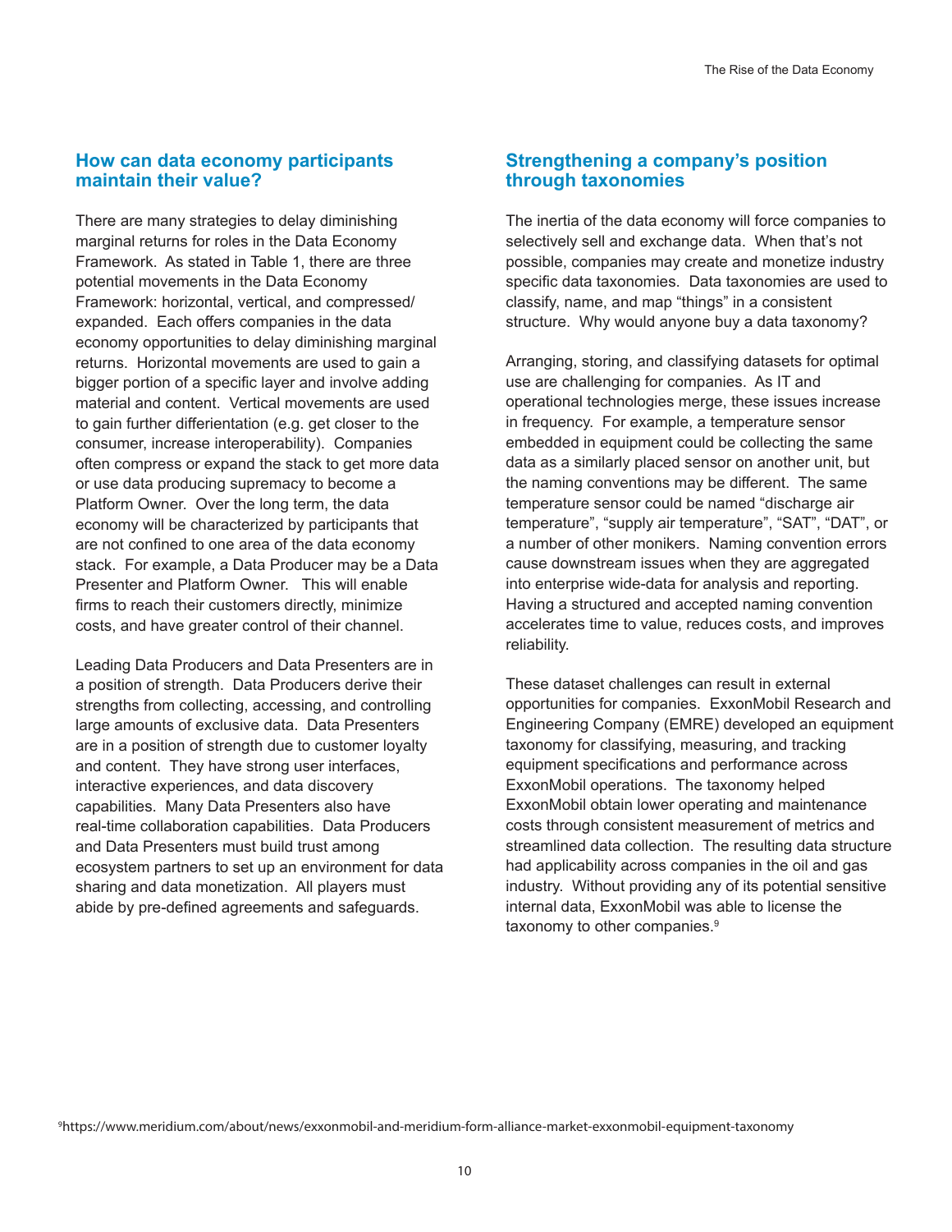## How can data economy participants maintain their value?

There are many strategies to delay diminishing marginal returns for roles in the Data Economy Framework. As stated in Table 1, there are three potential movements in the Data Economy Framework: horizontal, vertical, and compressed/expanded. Each offers companies in the data economy opportunities to delay diminishing marginal returns. Horizontal movements are used to gain a bigger portion of a specific layer and involve adding material and content. Vertical movements are used to gain further differentiation (e.g. get closer to the consumer, increase interoperability). Companies often compress or expand the stack to get more data or use data producing supremacy to become a Platform Owner. Over the long term, the data economy will be characterized by participants that are not confined to one area of the data economy stack. For example, a Data Producer may be a Data Presenter and Platform Owner. This will enable firms to reach their customers directly, minimize costs, and have greater control of their channel.

Leading Data Producers and Data Presenters are in a position of strength. Data Producers derive their strengths from collecting, accessing, and controlling large amounts of exclusive data. Data Presenters are in a position of strength due to customer loyalty and content. They have strong user interfaces, interactive experiences, and data discovery capabilities. Many Data Presenters also have real-time collaboration capabilities. Data Producers and Data Presenters must build trust among ecosystem partners to set up an environment for data sharing and data monetization. All players must abide by pre-defined agreements and safeguards.

## Strengthening a company's position through taxonomies

The inertia of the data economy will force companies to selectively sell and exchange data. When that's not possible, companies may create and monetize industry specific data taxonomies. Data taxonomies are used to classify, name, and map "things" in a consistent structure. Why would anyone buy a data taxonomy?

Arranging, storing, and classifying datasets for optimal use are challenging for companies. As IT and operational technologies merge, these issues increase in frequency. For example, a temperature sensor embedded in equipment could be collecting the same data as a similarly placed sensor on another unit, but the naming conventions may be different. The same temperature sensor could be named "discharge air temperature", "supply air temperature", "SAT", "DAT", or a number of other monikers. Naming convention errors cause downstream issues when they are aggregated into enterprise wide-data for analysis and reporting. Having a structured and accepted naming convention accelerates time to value, reduces costs, and improves reliability.

These dataset challenges can result in external opportunities for companies. ExxonMobil Research and Engineering Company (EMRE) developed an equipment taxonomy for classifying, measuring, and tracking equipment specifications and performance across ExxonMobil operations. The taxonomy helped ExxonMobil obtain lower operating and maintenance costs through consistent measurement of metrics and streamlined data collection. The resulting data structure had applicability across companies in the oil and gas industry. Without providing any of its potential sensitive internal data, ExxonMobil was able to license the taxonomy to other companies.[9]

[9] https://www.meridium.com/about/news/exxonmobil-and-meridium-form-alliance-market-exxonmobil-equipment-taxonomy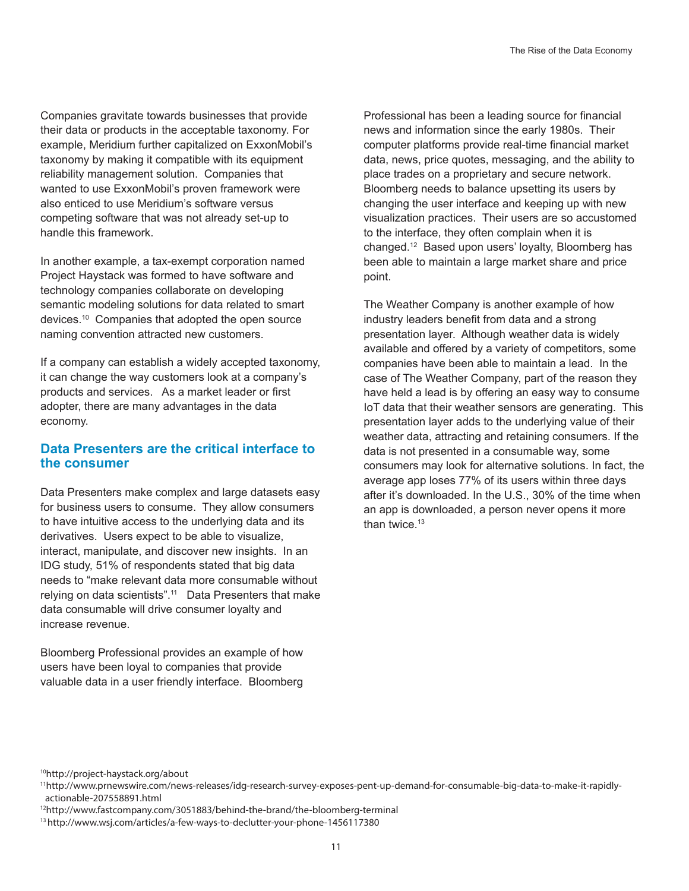Companies gravitate towards businesses that provide their data or products in the acceptable taxonomy. For example, Meridium further capitalized on ExxonMobil's taxonomy by making it compatible with its equipment reliability management solution. Companies that wanted to use ExxonMobil's proven framework were also enticed to use Meridium's software versus competing software that was not already set-up to handle this framework.

In another example, a tax-exempt corporation named Project Haystack was formed to have software and technology companies collaborate on developing semantic modeling solutions for data related to smart devices.[10] Companies that adopted the open source naming convention attracted new customers.

If a company can establish a widely accepted taxonomy, it can change the way customers look at a company's products and services. As a market leader or first adopter, there are many advantages in the data economy.

## Data Presenters are the critical interface to the consumer

Data Presenters make complex and large datasets easy for business users to consume. They allow consumers to have intuitive access to the underlying data and its derivatives. Users expect to be able to visualize, interact, manipulate, and discover new insights. In an IDG study, 51% of respondents stated that big data needs to "make relevant data more consumable without relying on data scientists".[11] Data Presenters that make data consumable will drive consumer loyalty and increase revenue.

Bloomberg Professional provides an example of how users have been loyal to companies that provide valuable data in a user friendly interface. Bloomberg Professional has been a leading source for financial news and information since the early 1980s. Their computer platforms provide real-time financial market data, news, price quotes, messaging, and the ability to place trades on a proprietary and secure network. Bloomberg needs to balance upsetting its users by changing the user interface and keeping up with new visualization practices. Their users are so accustomed to the interface, they often complain when it is changed.[12] Based upon users' loyalty, Bloomberg has been able to maintain a large market share and price point.

The Weather Company is another example of how industry leaders benefit from data and a strong presentation layer. Although weather data is widely available and offered by a variety of competitors, some companies have been able to maintain a lead. In the case of The Weather Company, part of the reason they have held a lead is by offering an easy way to consume IoT data that their weather sensors are generating. This presentation layer adds to the underlying value of their weather data, attracting and retaining consumers. If the data is not presented in a consumable way, some consumers may look for alternative solutions. In fact, the average app loses 77% of its users within three days after it's downloaded. In the U.S., 30% of the time when an app is downloaded, a person never opens it more than twice.[13]

---

[10] http://project-haystack.org/about

[11] http://www.prnewswire.com/news-releases/idg-research-survey-exposes-pent-up-demand-for-consumable-big-data-to-make-it-rapidly-actionable-207558891.html

[12] http://www.fastcompany.com/3051883/behind-the-brand/the-bloomberg-terminal

[13] http://www.wsj.com/articles/a-few-ways-to-declutter-your-phone-1456117380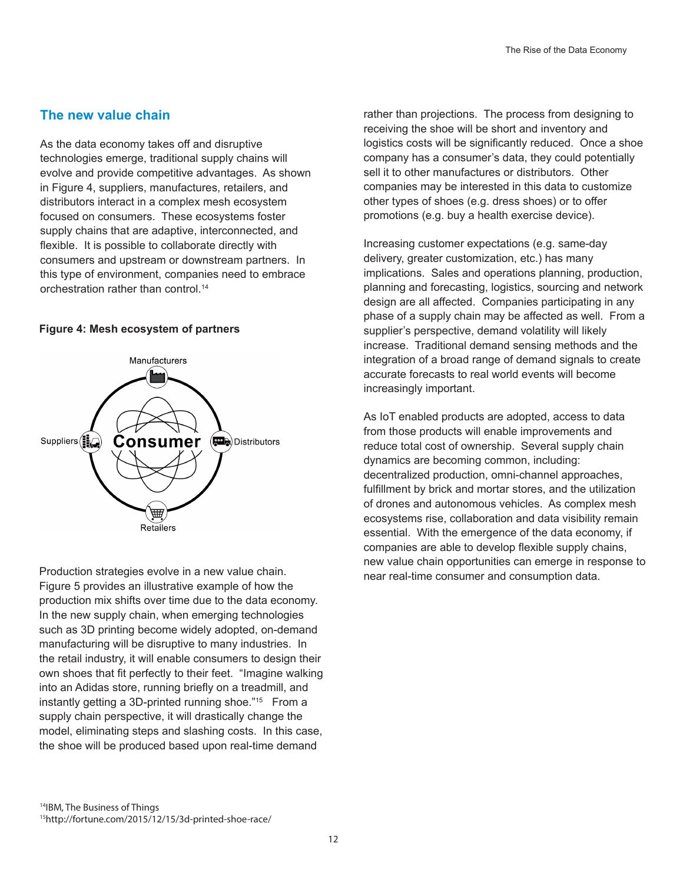## The new value chain

As the data economy takes off and disruptive technologies emerge, traditional supply chains will evolve and provide competitive advantages. As shown in Figure 4, suppliers, manufactures, retailers, and distributors interact in a complex mesh ecosystem focused on consumers. These ecosystems foster supply chains that are adaptive, interconnected, and flexible. It is possible to collaborate directly with consumers and upstream or downstream partners. In this type of environment, companies need to embrace orchestration rather than control.[14]

**Figure 4: Mesh ecosystem of partners**

Production strategies evolve in a new value chain. Figure 5 provides an illustrative example of how the production mix shifts over time due to the data economy. In the new supply chain, when emerging technologies such as 3D printing become widely adopted, on-demand manufacturing will be disruptive to many industries. In the retail industry, it will enable consumers to design their own shoes that fit perfectly to their feet. "Imagine walking into an Adidas store, running briefly on a treadmill, and instantly getting a 3D-printed running shoe."[15] From a supply chain perspective, it will drastically change the model, eliminating steps and slashing costs. In this case, the shoe will be produced based upon real-time demand rather than projections. The process from designing to receiving the shoe will be short and inventory and logistics costs will be significantly reduced. Once a shoe company has a consumer's data, they could potentially sell it to other manufacturers or distributors. Other companies may be interested in this data to customize other types of shoes (e.g. dress shoes) or to offer promotions (e.g. buy a health exercise device).

Increasing customer expectations (e.g. same-day delivery, greater customization, etc.) has many implications. Sales and operations planning, production, planning and forecasting, logistics, sourcing and network design are all affected. Companies participating in any phase of a supply chain may be affected as well. From a supplier's perspective, demand volatility will likely increase. Traditional demand sensing methods and the integration of a broad range of demand signals to create accurate forecasts to real world events will become increasingly important.

As IoT enabled products are adopted, access to data from those products will enable improvements and reduce total cost of ownership. Several supply chain dynamics are becoming common, including: decentralized production, omni-channel approaches, fulfillment by brick and mortar stores, and the utilization of drones and autonomous vehicles. As complex mesh ecosystems rise, collaboration and data visibility remain essential. With the emergence of the data economy, if companies are able to develop flexible supply chains, new value chain opportunities can emerge in response to near real-time consumer and consumption data.

[14] IBM, The Business of Things
[15] http://fortune.com/2015/12/15/3d-printed-shoe-race/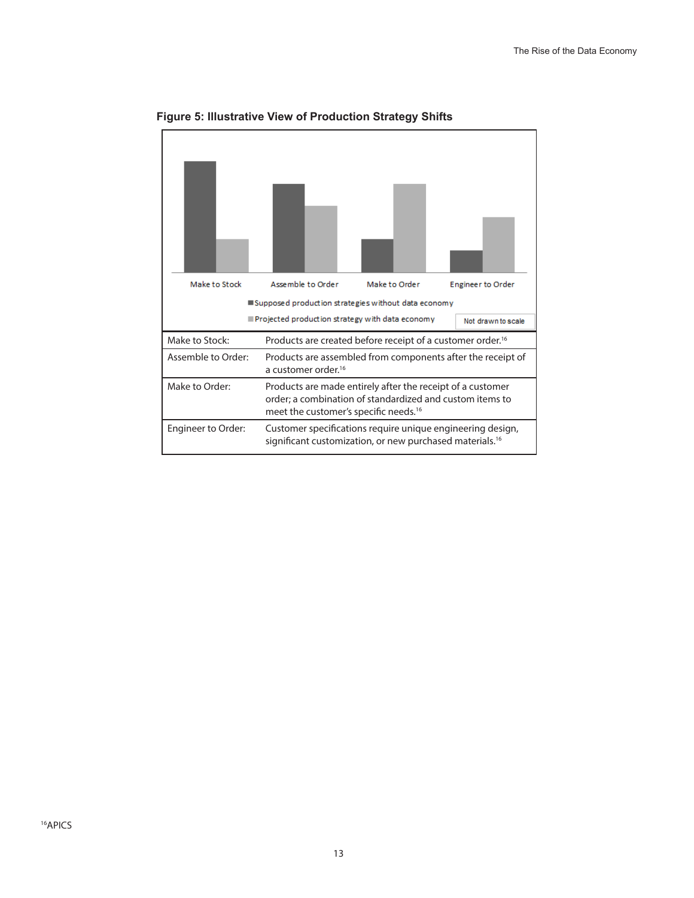**Figure 5: Illustrative View of Production Strategy Shifts**

Make to Stock | Assemble to Order | Make to Order | Engineer to Order

Supposed production strategies without data economy

Projected production strategy with data economy

Not drawn to scale

| | |
|---|---|
| Make to Stock: | Products are created before receipt of a customer order.[16] |
| Assemble to Order: | Products are assembled from components after the receipt of a customer order.[16] |
| Make to Order: | Products are made entirely after the receipt of a customer order; a combination of standardized and custom items to meet the customer's specific needs.[16] |
| Engineer to Order: | Customer specifications require unique engineering design, significant customization, or new purchased materials.[16] |

[16]APICS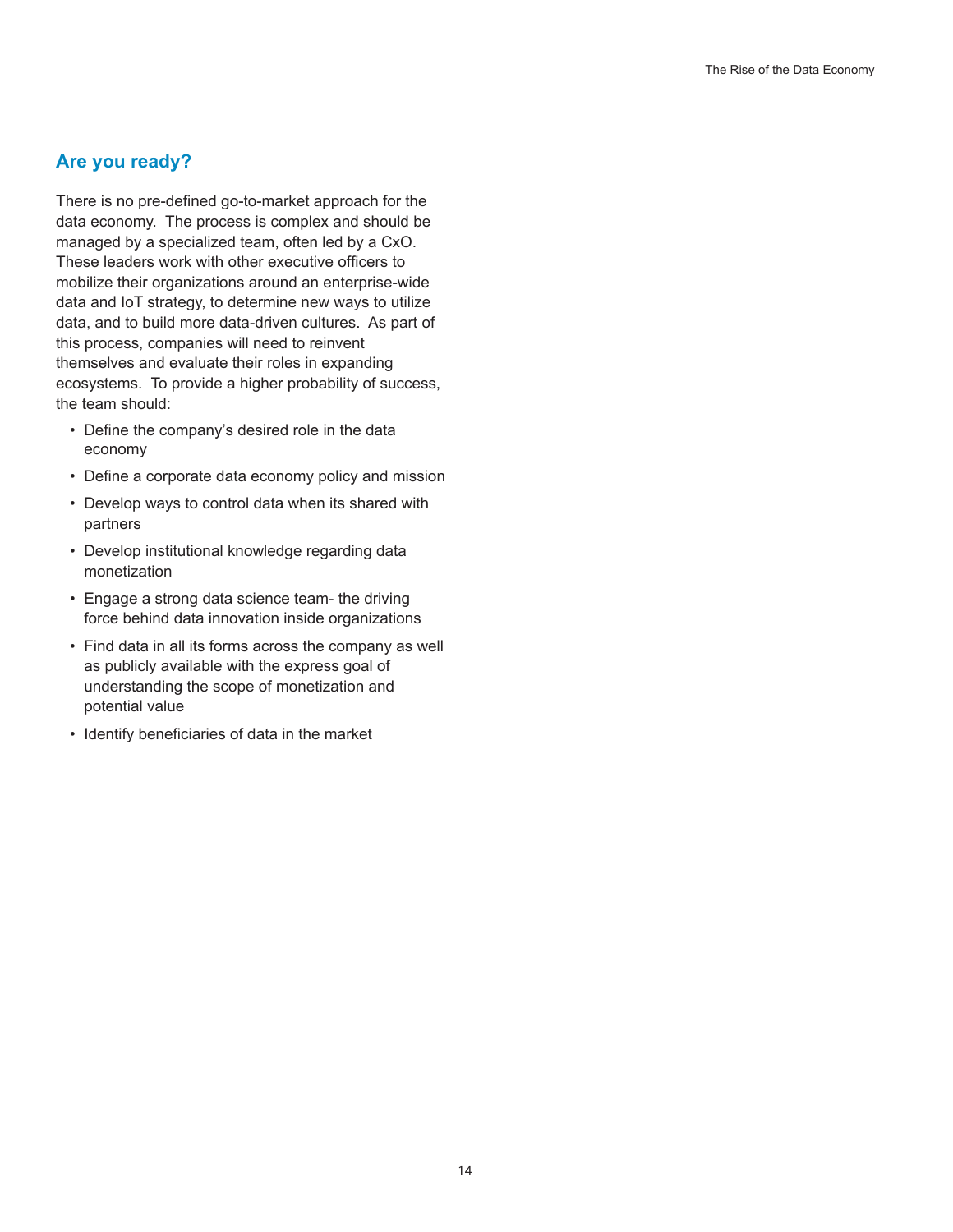## Are you ready?

There is no pre-defined go-to-market approach for the data economy.  The process is complex and should be managed by a specialized team, often led by a CxO.  These leaders work with other executive officers to mobilize their organizations around an enterprise-wide data and IoT strategy, to determine new ways to utilize data, and to build more data-driven cultures.  As part of this process, companies will need to reinvent themselves and evaluate their roles in expanding ecosystems.  To provide a higher probability of success, the team should:

- Define the company's desired role in the data economy
- Define a corporate data economy policy and mission
- Develop ways to control data when its shared with partners
- Develop institutional knowledge regarding data monetization
- Engage a strong data science team- the driving force behind data innovation inside organizations
- Find data in all its forms across the company as well as publicly available with the express goal of understanding the scope of monetization and potential value
- Identify beneficiaries of data in the market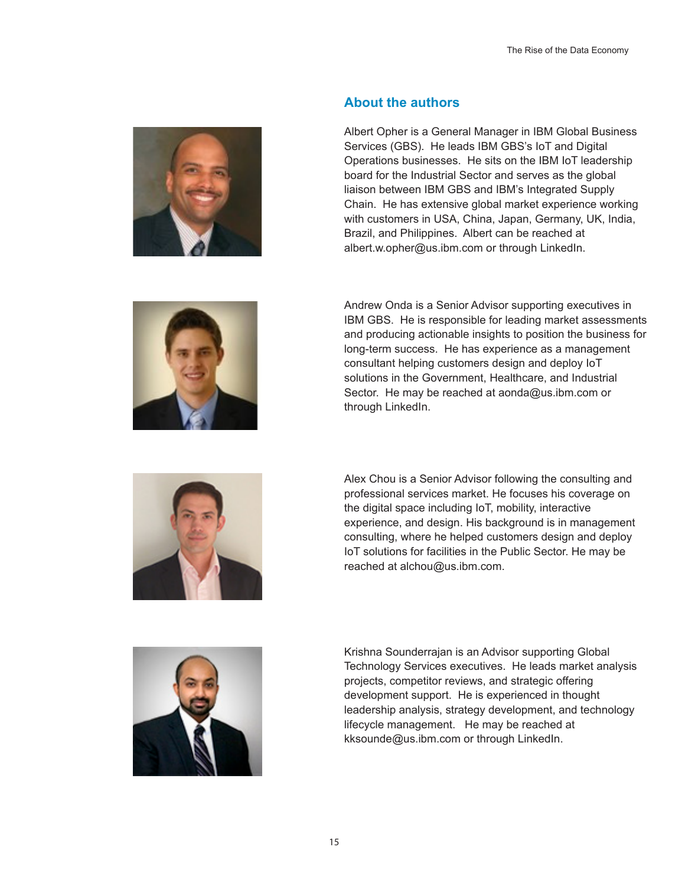## About the authors

Albert Opher is a General Manager in IBM Global Business Services (GBS). He leads IBM GBS's IoT and Digital Operations businesses. He sits on the IBM IoT leadership board for the Industrial Sector and serves as the global liaison between IBM GBS and IBM's Integrated Supply Chain. He has extensive global market experience working with customers in USA, China, Japan, Germany, UK, India, Brazil, and Philippines. Albert can be reached at albert.w.opher@us.ibm.com or through LinkedIn.

Andrew Onda is a Senior Advisor supporting executives in IBM GBS. He is responsible for leading market assessments and producing actionable insights to position the business for long-term success. He has experience as a management consultant helping customers design and deploy IoT solutions in the Government, Healthcare, and Industrial Sector. He may be reached at aonda@us.ibm.com or through LinkedIn.

Alex Chou is a Senior Advisor following the consulting and professional services market. He focuses his coverage on the digital space including IoT, mobility, interactive experience, and design. His background is in management consulting, where he helped customers design and deploy IoT solutions for facilities in the Public Sector. He may be reached at alchou@us.ibm.com.

Krishna Sounderrajan is an Advisor supporting Global Technology Services executives. He leads market analysis projects, competitor reviews, and strategic offering development support. He is experienced in thought leadership analysis, strategy development, and technology lifecycle management. He may be reached at kksounde@us.ibm.com or through LinkedIn.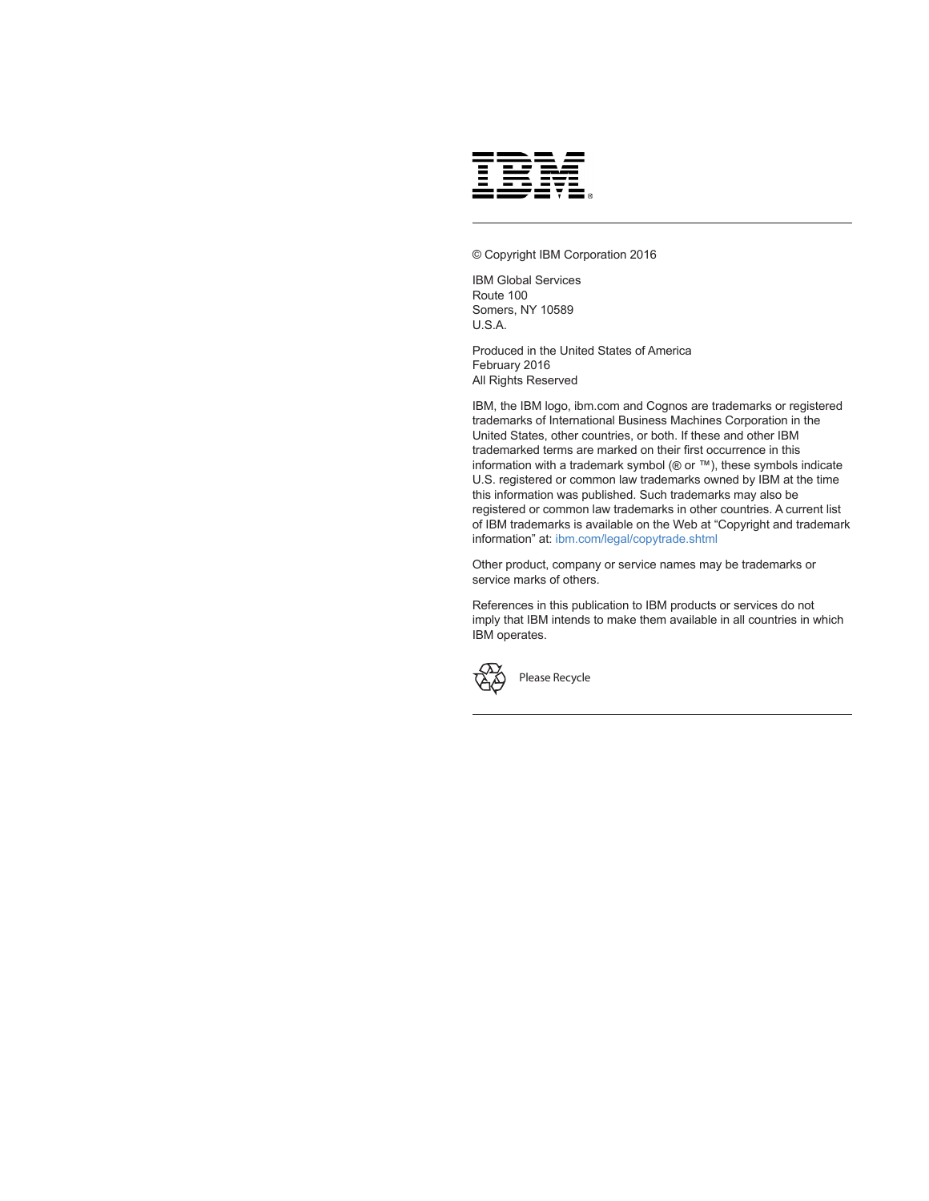© Copyright IBM Corporation 2016

IBM Global Services
Route 100
Somers, NY 10589
U.S.A.

Produced in the United States of America
February 2016
All Rights Reserved

IBM, the IBM logo, ibm.com and Cognos are trademarks or registered trademarks of International Business Machines Corporation in the United States, other countries, or both. If these and other IBM trademarked terms are marked on their first occurrence in this information with a trademark symbol (® or ™), these symbols indicate U.S. registered or common law trademarks owned by IBM at the time this information was published. Such trademarks may also be registered or common law trademarks in other countries. A current list of IBM trademarks is available on the Web at "Copyright and trademark information" at: ibm.com/legal/copytrade.shtml

Other product, company or service names may be trademarks or service marks of others.

References in this publication to IBM products or services do not imply that IBM intends to make them available in all countries in which IBM operates.

Please Recycle